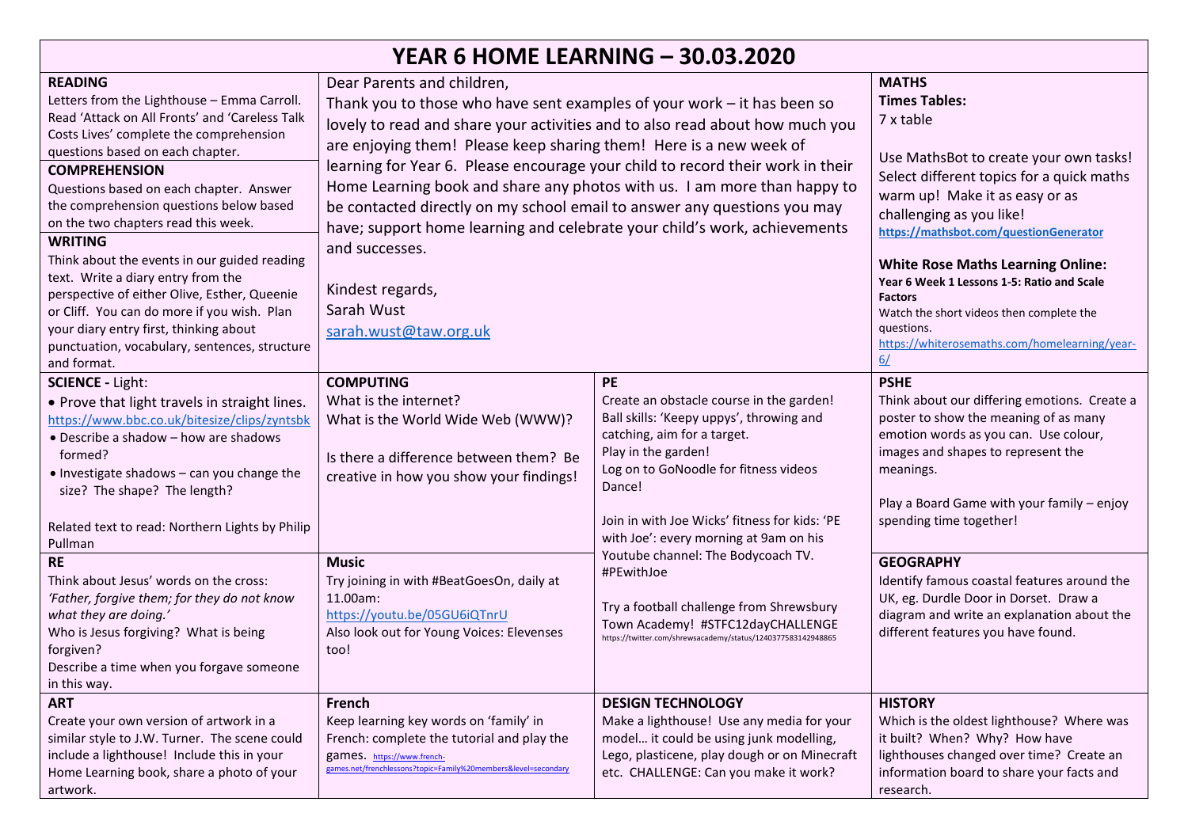# YEAR 6 HOME LEARNING – 30.03.2020

**READING**
Letters from the Lighthouse – Emma Carroll. Read 'Attack on All Fronts' and 'Careless Talk Costs Lives' complete the comprehension questions based on each chapter.

**COMPREHENSION**
Questions based on each chapter. Answer the comprehension questions below based on the two chapters read this week.

**WRITING**
Think about the events in our guided reading text. Write a diary entry from the perspective of either Olive, Esther, Queenie or Cliff. You can do more if you wish. Plan your diary entry first, thinking about punctuation, vocabulary, sentences, structure and format.

Dear Parents and children,

Thank you to those who have sent examples of your work – it has been so lovely to read and share your activities and to also read about how much you are enjoying them! Please keep sharing them! Here is a new week of learning for Year 6. Please encourage your child to record their work in their Home Learning book and share any photos with us. I am more than happy to be contacted directly on my school email to answer any questions you may have; support home learning and celebrate your child's work, achievements and successes.

Kindest regards,
Sarah Wust
sarah.wust@taw.org.uk

**MATHS**
**Times Tables:**
7 x table

Use MathsBot to create your own tasks! Select different topics for a quick maths warm up! Make it as easy or as challenging as you like!
**https://mathsbot.com/questionGenerator**

**White Rose Maths Learning Online:**
**Year 6 Week 1 Lessons 1-5: Ratio and Scale Factors**
Watch the short videos then complete the questions.
https://whiterosemaths.com/homelearning/year-6/

**SCIENCE -** Light:
- Prove that light travels in straight lines. https://www.bbc.co.uk/bitesize/clips/zyntsbk
- Describe a shadow – how are shadows formed?
- Investigate shadows – can you change the size? The shape? The length?

Related text to read: Northern Lights by Philip Pullman

**COMPUTING**
What is the internet?
What is the World Wide Web (WWW)?

Is there a difference between them? Be creative in how you show your findings!

**PE**
Create an obstacle course in the garden!
Ball skills: 'Keepy uppys', throwing and catching, aim for a target.
Play in the garden!
Log on to GoNoodle for fitness videos
Dance!

Join in with Joe Wicks' fitness for kids: 'PE with Joe': every morning at 9am on his Youtube channel: The Bodycoach TV. #PEwithJoe

Try a football challenge from Shrewsbury Town Academy! #STFC12dayCHALLENGE
https://twitter.com/shrewsacademy/status/1240377583142948865

**PSHE**
Think about our differing emotions. Create a poster to show the meaning of as many emotion words as you can. Use colour, images and shapes to represent the meanings.

Play a Board Game with your family – enjoy spending time together!

**RE**
Think about Jesus' words on the cross:
*'Father, forgive them; for they do not know what they are doing.'*
Who is Jesus forgiving? What is being forgiven?
Describe a time when you forgave someone in this way.

**Music**
Try joining in with #BeatGoesOn, daily at 11.00am:
https://youtu.be/05GU6iQTnrU
Also look out for Young Voices: Elevenses too!

**GEOGRAPHY**
Identify famous coastal features around the UK, eg. Durdle Door in Dorset. Draw a diagram and write an explanation about the different features you have found.

**ART**
Create your own version of artwork in a similar style to J.W. Turner. The scene could include a lighthouse! Include this in your Home Learning book, share a photo of your artwork.

**French**
Keep learning key words on 'family' in French: complete the tutorial and play the games. https://www.french-games.net/frenchlessons?topic=Family%20members&level=secondary

**DESIGN TECHNOLOGY**
Make a lighthouse! Use any media for your model… it could be using junk modelling, Lego, plasticene, play dough or on Minecraft etc. CHALLENGE: Can you make it work?

**HISTORY**
Which is the oldest lighthouse? Where was it built? When? Why? How have lighthouses changed over time? Create an information board to share your facts and research.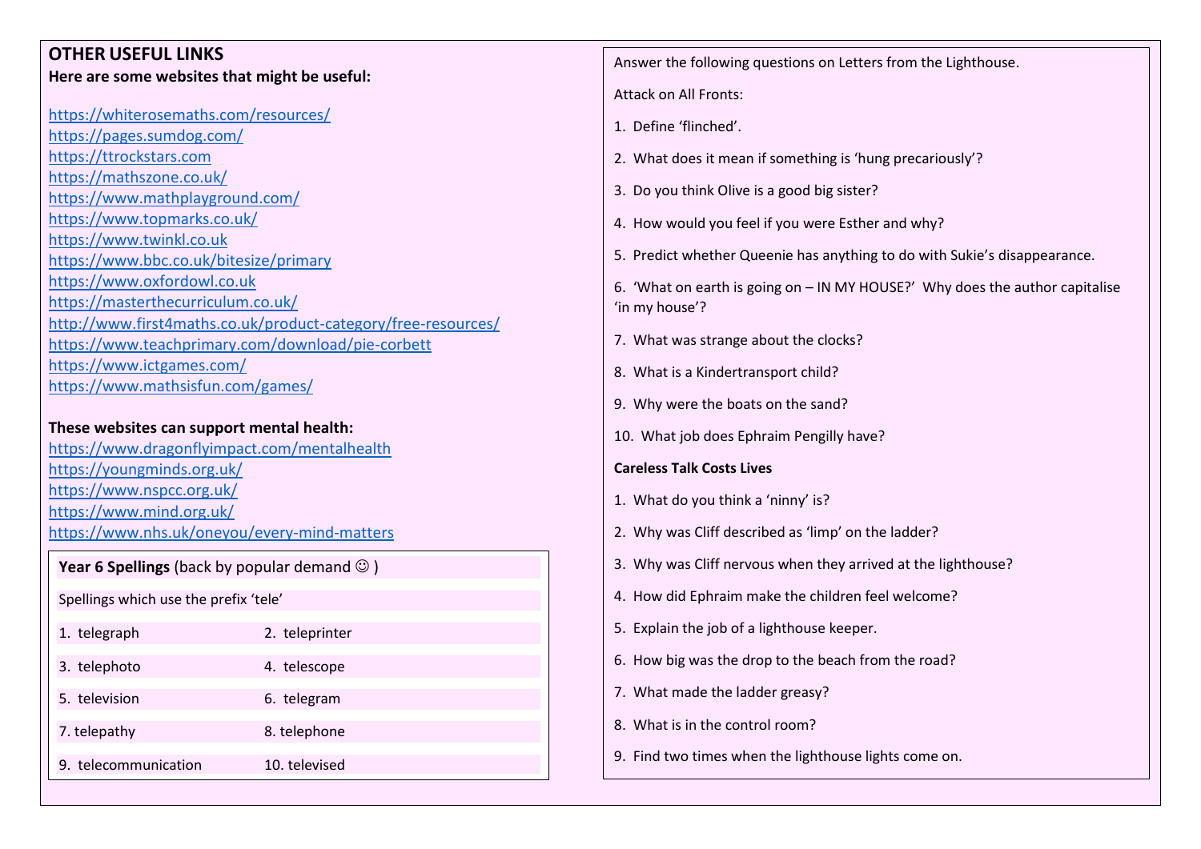## OTHER USEFUL LINKS

**Here are some websites that might be useful:**

https://whiterosemaths.com/resources/
https://pages.sumdog.com/
https://ttrockstars.com
https://mathszone.co.uk/
https://www.mathplayground.com/
https://www.topmarks.co.uk/
https://www.twinkl.co.uk
https://www.bbc.co.uk/bitesize/primary
https://www.oxfordowl.co.uk
https://masterthecurriculum.co.uk/
http://www.first4maths.co.uk/product-category/free-resources/
https://www.teachprimary.com/download/pie-corbett
https://www.ictgames.com/
https://www.mathsisfun.com/games/

**These websites can support mental health:**

https://www.dragonflyimpact.com/mentalhealth
https://youngminds.org.uk/
https://www.nspcc.org.uk/
https://www.mind.org.uk/
https://www.nhs.uk/oneyou/every-mind-matters

**Year 6 Spellings** (back by popular demand ☺ )

Spellings which use the prefix 'tele'

| | |
|---|---|
| 1. telegraph | 2. teleprinter |
| 3. telephoto | 4. telescope |
| 5. television | 6. telegram |
| 7. telepathy | 8. telephone |
| 9. telecommunication | 10. televised |

Answer the following questions on Letters from the Lighthouse.

Attack on All Fronts:

1. Define 'flinched'.
2. What does it mean if something is 'hung precariously'?
3. Do you think Olive is a good big sister?
4. How would you feel if you were Esther and why?
5. Predict whether Queenie has anything to do with Sukie's disappearance.
6. 'What on earth is going on – IN MY HOUSE?' Why does the author capitalise 'in my house'?
7. What was strange about the clocks?
8. What is a Kindertransport child?
9. Why were the boats on the sand?
10. What job does Ephraim Pengilly have?

**Careless Talk Costs Lives**

1. What do you think a 'ninny' is?
2. Why was Cliff described as 'limp' on the ladder?
3. Why was Cliff nervous when they arrived at the lighthouse?
4. How did Ephraim make the children feel welcome?
5. Explain the job of a lighthouse keeper.
6. How big was the drop to the beach from the road?
7. What made the ladder greasy?
8. What is in the control room?
9. Find two times when the lighthouse lights come on.